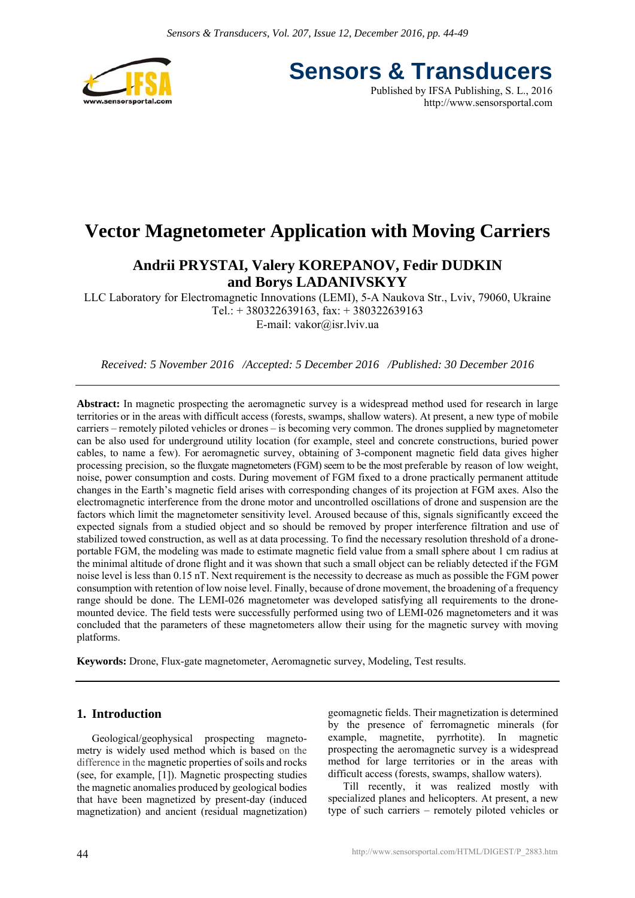# Vector Magnetometer Application with Moving Carriers

**Andrii PRYSTAI, Valery KOREPANOV, Fedir DUDKIN and Borys LADANIVSKYY**

LLC Laboratory for Electromagnetic Innovations (LEMI), 5-A Naukova Str., Lviv, 79060, Ukraine
Tel.: + 380322639163, fax: + 380322639163
E-mail: vakor@isr.lviv.ua

*Received: 5 November 2016 /Accepted: 5 December 2016 /Published: 30 December 2016*

**Abstract:** In magnetic prospecting the aeromagnetic survey is a widespread method used for research in large territories or in the areas with difficult access (forests, swamps, shallow waters). At present, a new type of mobile carriers – remotely piloted vehicles or drones – is becoming very common. The drones supplied by magnetometer can be also used for underground utility location (for example, steel and concrete constructions, buried power cables, to name a few). For aeromagnetic survey, obtaining of 3-component magnetic field data gives higher processing precision, so the fluxgate magnetometers (FGM) seem to be the most preferable by reason of low weight, noise, power consumption and costs. During movement of FGM fixed to a drone practically permanent attitude changes in the Earth's magnetic field arises with corresponding changes of its projection at FGM axes. Also the electromagnetic interference from the drone motor and uncontrolled oscillations of drone and suspension are the factors which limit the magnetometer sensitivity level. Aroused because of this, signals significantly exceed the expected signals from a studied object and so should be removed by proper interference filtration and use of stabilized towed construction, as well as at data processing. To find the necessary resolution threshold of a drone-portable FGM, the modeling was made to estimate magnetic field value from a small sphere about 1 cm radius at the minimal altitude of drone flight and it was shown that such a small object can be reliably detected if the FGM noise level is less than 0.15 nT. Next requirement is the necessity to decrease as much as possible the FGM power consumption with retention of low noise level. Finally, because of drone movement, the broadening of a frequency range should be done. The LEMI-026 magnetometer was developed satisfying all requirements to the drone-mounted device. The field tests were successfully performed using two of LEMI-026 magnetometers and it was concluded that the parameters of these magnetometers allow their using for the magnetic survey with moving platforms.

**Keywords:** Drone, Flux-gate magnetometer, Aeromagnetic survey, Modeling, Test results.

## 1. Introduction

Geological/geophysical prospecting magnetometry is widely used method which is based on the difference in the magnetic properties of soils and rocks (see, for example, [1]). Magnetic prospecting studies the magnetic anomalies produced by geological bodies that have been magnetized by present-day (induced magnetization) and ancient (residual magnetization) geomagnetic fields. Their magnetization is determined by the presence of ferromagnetic minerals (for example, magnetite, pyrrhotite). In magnetic prospecting the aeromagnetic survey is a widespread method for large territories or in the areas with difficult access (forests, swamps, shallow waters).

Till recently, it was realized mostly with specialized planes and helicopters. At present, a new type of such carriers – remotely piloted vehicles or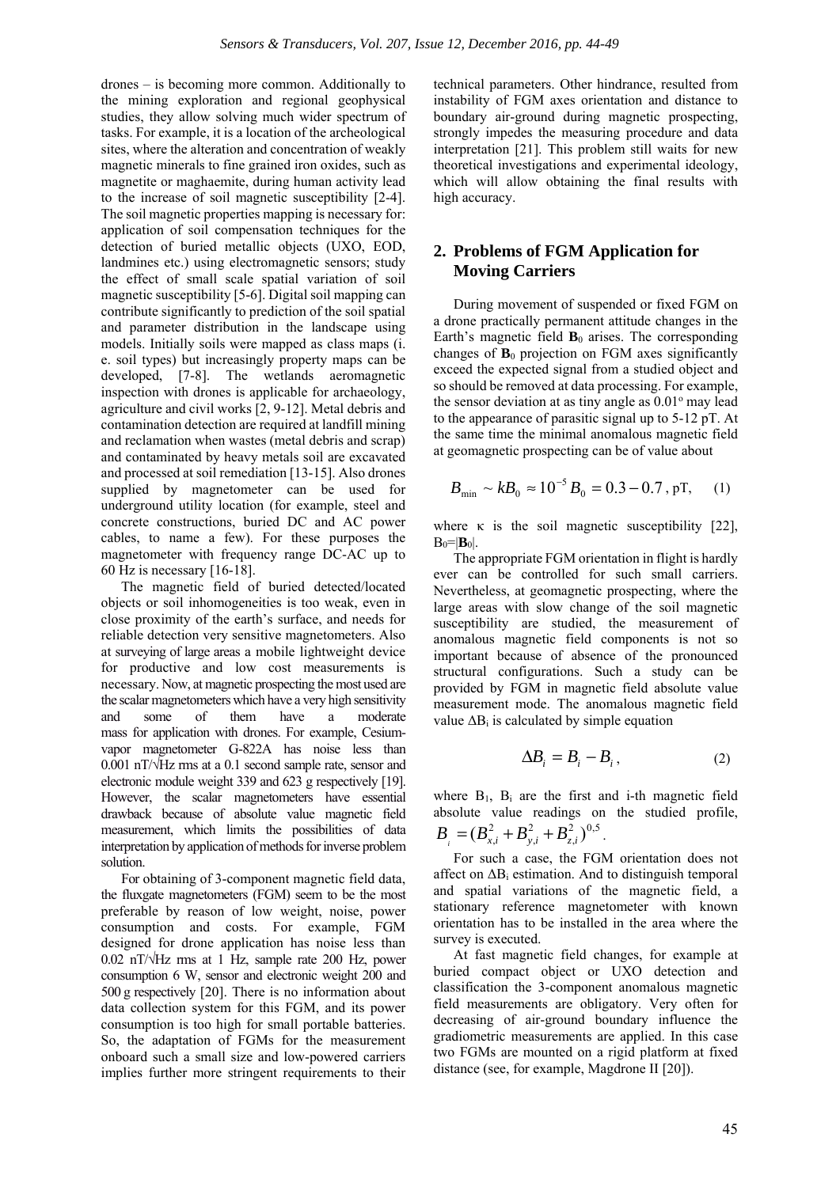drones – is becoming more common. Additionally to the mining exploration and regional geophysical studies, they allow solving much wider spectrum of tasks. For example, it is a location of the archeological sites, where the alteration and concentration of weakly magnetic minerals to fine grained iron oxides, such as magnetite or maghaemite, during human activity lead to the increase of soil magnetic susceptibility [2-4]. The soil magnetic properties mapping is necessary for: application of soil compensation techniques for the detection of buried metallic objects (UXO, EOD, landmines etc.) using electromagnetic sensors; study the effect of small scale spatial variation of soil magnetic susceptibility [5-6]. Digital soil mapping can contribute significantly to prediction of the soil spatial and parameter distribution in the landscape using models. Initially soils were mapped as class maps (i. e. soil types) but increasingly property maps can be developed, [7-8]. The wetlands aeromagnetic inspection with drones is applicable for archaeology, agriculture and civil works [2, 9-12]. Metal debris and contamination detection are required at landfill mining and reclamation when wastes (metal debris and scrap) and contaminated by heavy metals soil are excavated and processed at soil remediation [13-15]. Also drones supplied by magnetometer can be used for underground utility location (for example, steel and concrete constructions, buried DC and AC power cables, to name a few). For these purposes the magnetometer with frequency range DC-AC up to 60 Hz is necessary [16-18].

The magnetic field of buried detected/located objects or soil inhomogeneities is too weak, even in close proximity of the earth's surface, and needs for reliable detection very sensitive magnetometers. Also at surveying of large areas a mobile lightweight device for productive and low cost measurements is necessary. Now, at magnetic prospecting the most used are the scalar magnetometers which have a very high sensitivity and some of them have a moderate mass for application with drones. For example, Cesium-vapor magnetometer G-822A has noise less than 0.001 nT/√Hz rms at a 0.1 second sample rate, sensor and electronic module weight 339 and 623 g respectively [19]. However, the scalar magnetometers have essential drawback because of absolute value magnetic field measurement, which limits the possibilities of data interpretation by application of methods for inverse problem solution.

For obtaining of 3-component magnetic field data, the fluxgate magnetometers (FGM) seem to be the most preferable by reason of low weight, noise, power consumption and costs. For example, FGM designed for drone application has noise less than 0.02 nT/√Hz rms at 1 Hz, sample rate 200 Hz, power consumption 6 W, sensor and electronic weight 200 and 500 g respectively [20]. There is no information about data collection system for this FGM, and its power consumption is too high for small portable batteries. So, the adaptation of FGMs for the measurement onboard such a small size and low-powered carriers implies further more stringent requirements to their technical parameters. Other hindrance, resulted from instability of FGM axes orientation and distance to boundary air-ground during magnetic prospecting, strongly impedes the measuring procedure and data interpretation [21]. This problem still waits for new theoretical investigations and experimental ideology, which will allow obtaining the final results with high accuracy.

## 2. Problems of FGM Application for Moving Carriers

During movement of suspended or fixed FGM on a drone practically permanent attitude changes in the Earth's magnetic field $\mathbf{B}_0$ arises. The corresponding changes of $\mathbf{B}_0$ projection on FGM axes significantly exceed the expected signal from a studied object and so should be removed at data processing. For example, the sensor deviation at as tiny angle as 0.01° may lead to the appearance of parasitic signal up to 5-12 pT. At the same time the minimal anomalous magnetic field at geomagnetic prospecting can be of value about

$$B_{\min} \sim kB_0 \approx 10^{-5} B_0 = 0.3 - 0.7 \text{, pT}, \quad (1)$$

where κ is the soil magnetic susceptibility [22], $B_0 = |\mathbf{B}_0|$.

The appropriate FGM orientation in flight is hardly ever can be controlled for such small carriers. Nevertheless, at geomagnetic prospecting, where the large areas with slow change of the soil magnetic susceptibility are studied, the measurement of anomalous magnetic field components is not so important because of absence of the pronounced structural configurations. Such a study can be provided by FGM in magnetic field absolute value measurement mode. The anomalous magnetic field value $\Delta B_i$ is calculated by simple equation

$$\Delta B_i = B_i - B_i, \quad (2)$$

where $B_1$, $B_i$ are the first and i-th magnetic field absolute value readings on the studied profile, $B_i = (B_{x,i}^2 + B_{y,i}^2 + B_{z,i}^2)^{0,5}$.

For such a case, the FGM orientation does not affect on $\Delta B_i$ estimation. And to distinguish temporal and spatial variations of the magnetic field, a stationary reference magnetometer with known orientation has to be installed in the area where the survey is executed.

At fast magnetic field changes, for example at buried compact object or UXO detection and classification the 3-component anomalous magnetic field measurements are obligatory. Very often for decreasing of air-ground boundary influence the gradiometric measurements are applied. In this case two FGMs are mounted on a rigid platform at fixed distance (see, for example, Magdrone II [20]).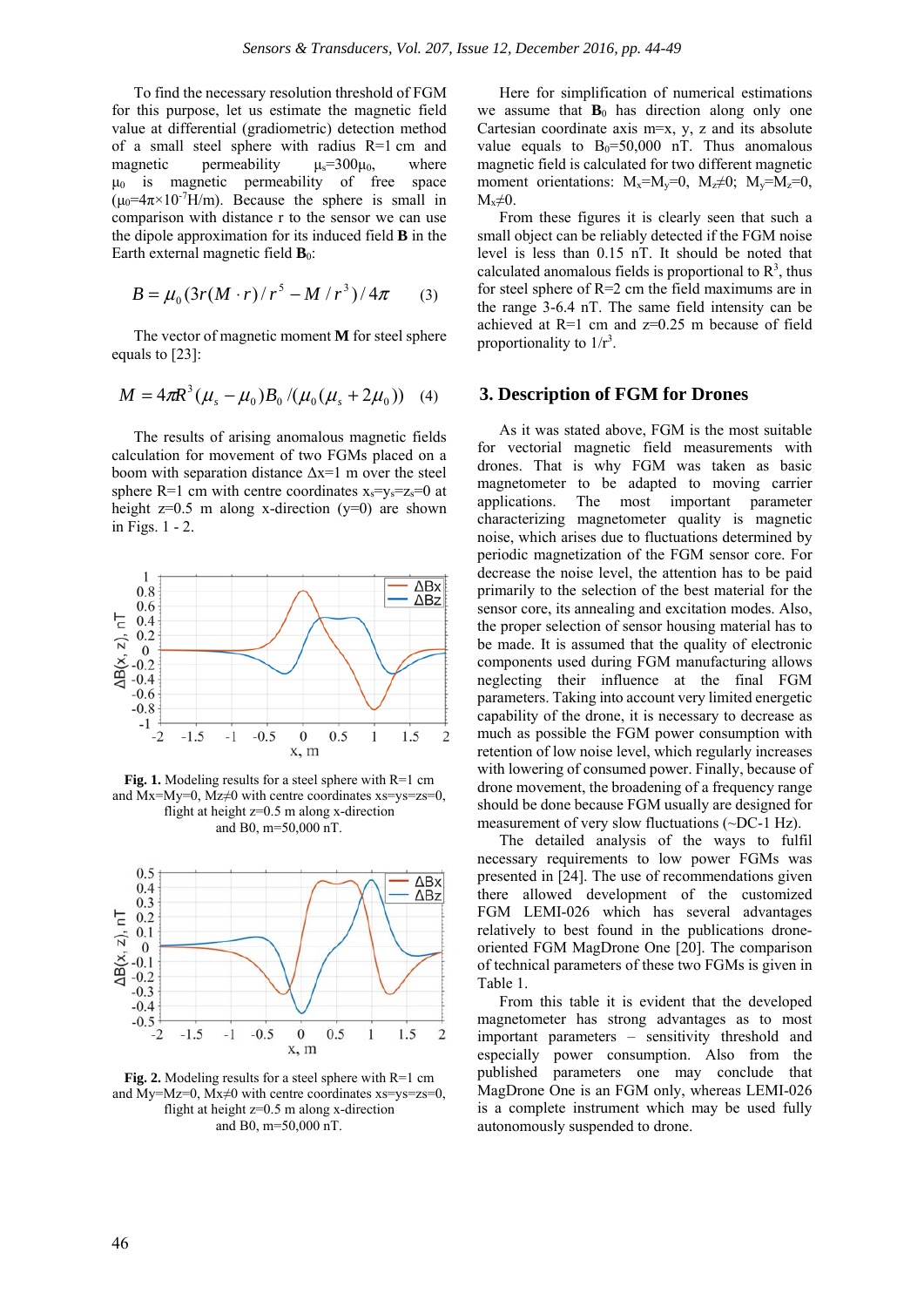To find the necessary resolution threshold of FGM for this purpose, let us estimate the magnetic field value at differential (gradiometric) detection method of a small steel sphere with radius R=1 cm and magnetic permeability $\mu_s=300\mu_0$, where $\mu_0$ is magnetic permeability of free space ($\mu_0=4\pi\times10^{-7}$H/m). Because the sphere is small in comparison with distance r to the sensor we can use the dipole approximation for its induced field **B** in the Earth external magnetic field $\mathbf{B}_0$:

$$B = \mu_0(3r(M \cdot r)/r^5 - M/r^3)/4\pi \quad (3)$$

The vector of magnetic moment **M** for steel sphere equals to [23]:

$$M = 4\pi R^3(\mu_s - \mu_0)B_0/(\mu_0(\mu_s + 2\mu_0)) \quad (4)$$

The results of arising anomalous magnetic fields calculation for movement of two FGMs placed on a boom with separation distance Δx=1 m over the steel sphere R=1 cm with centre coordinates $x_s=y_s=z_s=0$ at height z=0.5 m along x-direction (y=0) are shown in Figs. 1 - 2.

**Fig. 1.** Modeling results for a steel sphere with R=1 cm and Mx=My=0, Mz≠0 with centre coordinates xs=ys=zs=0, flight at height z=0.5 m along x-direction and B0, m=50,000 nT.

**Fig. 2.** Modeling results for a steel sphere with R=1 cm and My=Mz=0, Mx≠0 with centre coordinates xs=ys=zs=0, flight at height z=0.5 m along x-direction and B0, m=50,000 nT.

Here for simplification of numerical estimations we assume that $\mathbf{B}_0$ has direction along only one Cartesian coordinate axis m=x, y, z and its absolute value equals to $B_0$=50,000 nT. Thus anomalous magnetic field is calculated for two different magnetic moment orientations: $M_x=M_y=0$, $M_z\neq0$; $M_y=M_z=0$, $M_x\neq0$.

From these figures it is clearly seen that such a small object can be reliably detected if the FGM noise level is less than 0.15 nT. It should be noted that calculated anomalous fields is proportional to $R^3$, thus for steel sphere of R=2 cm the field maximums are in the range 3-6.4 nT. The same field intensity can be achieved at R=1 cm and z=0.25 m because of field proportionality to $1/r^3$.

## 3. Description of FGM for Drones

As it was stated above, FGM is the most suitable for vectorial magnetic field measurements with drones. That is why FGM was taken as basic magnetometer to be adapted to moving carrier applications. The most important parameter characterizing magnetometer quality is magnetic noise, which arises due to fluctuations determined by periodic magnetization of the FGM sensor core. For decrease the noise level, the attention has to be paid primarily to the selection of the best material for the sensor core, its annealing and excitation modes. Also, the proper selection of sensor housing material has to be made. It is assumed that the quality of electronic components used during FGM manufacturing allows neglecting their influence at the final FGM parameters. Taking into account very limited energetic capability of the drone, it is necessary to decrease as much as possible the FGM power consumption with retention of low noise level, which regularly increases with lowering of consumed power. Finally, because of drone movement, the broadening of a frequency range should be done because FGM usually are designed for measurement of very slow fluctuations (~DC-1 Hz).

The detailed analysis of the ways to fulfil necessary requirements to low power FGMs was presented in [24]. The use of recommendations given there allowed development of the customized FGM LEMI-026 which has several advantages relatively to best found in the publications drone-oriented FGM MagDrone One [20]. The comparison of technical parameters of these two FGMs is given in Table 1.

From this table it is evident that the developed magnetometer has strong advantages as to most important parameters – sensitivity threshold and especially power consumption. Also from the published parameters one may conclude that MagDrone One is an FGM only, whereas LEMI-026 is a complete instrument which may be used fully autonomously suspended to drone.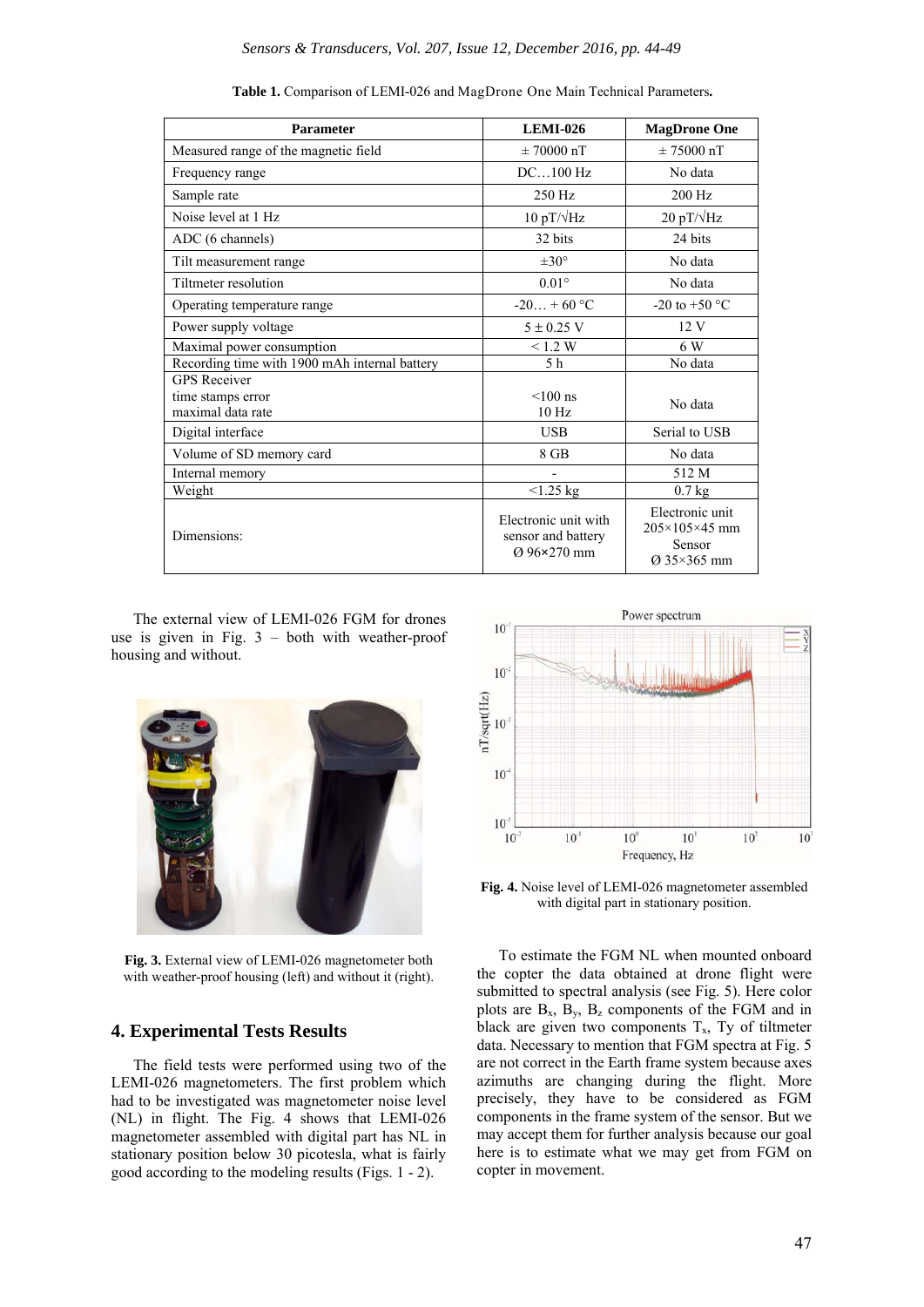**Table 1.** Comparison of LEMI-026 and MagDrone One Main Technical Parameters**.**

| Parameter | LEMI-026 | MagDrone One |
|---|---|---|
| Measured range of the magnetic field | ± 70000 nT | ± 75000 nT |
| Frequency range | DC…100 Hz | No data |
| Sample rate | 250 Hz | 200 Hz |
| Noise level at 1 Hz | 10 pT/√Hz | 20 pT/√Hz |
| ADC (6 channels) | 32 bits | 24 bits |
| Tilt measurement range | ±30° | No data |
| Tiltmeter resolution | 0.01° | No data |
| Operating temperature range | -20… + 60 °C | -20 to +50 °C |
| Power supply voltage | 5 ± 0.25 V | 12 V |
| Maximal power consumption | < 1.2 W | 6 W |
| Recording time with 1900 mAh internal battery | 5 h | No data |
| GPS Receiver<br>time stamps error<br>maximal data rate | <100 ns<br>10 Hz | No data |
| Digital interface | USB | Serial to USB |
| Volume of SD memory card | 8 GB | No data |
| Internal memory | - | 512 M |
| Weight | <1.25 kg | 0.7 kg |
| Dimensions: | Electronic unit with sensor and battery Ø 96×270 mm | Electronic unit 205×105×45 mm Sensor Ø 35×365 mm |

The external view of LEMI-026 FGM for drones use is given in Fig. 3 – both with weather-proof housing and without.

**Fig. 3.** External view of LEMI-026 magnetometer both with weather-proof housing (left) and without it (right).

## 4. Experimental Tests Results

The field tests were performed using two of the LEMI-026 magnetometers. The first problem which had to be investigated was magnetometer noise level (NL) in flight. The Fig. 4 shows that LEMI-026 magnetometer assembled with digital part has NL in stationary position below 30 picotesla, what is fairly good according to the modeling results (Figs. 1 - 2).

**Fig. 4.** Noise level of LEMI-026 magnetometer assembled with digital part in stationary position.

To estimate the FGM NL when mounted onboard the copter the data obtained at drone flight were submitted to spectral analysis (see Fig. 5). Here color plots are $B_x$, $B_y$, $B_z$ components of the FGM and in black are given two components $T_x$, Ty of tiltmeter data. Necessary to mention that FGM spectra at Fig. 5 are not correct in the Earth frame system because axes azimuths are changing during the flight. More precisely, they have to be considered as FGM components in the frame system of the sensor. But we may accept them for further analysis because our goal here is to estimate what we may get from FGM on copter in movement.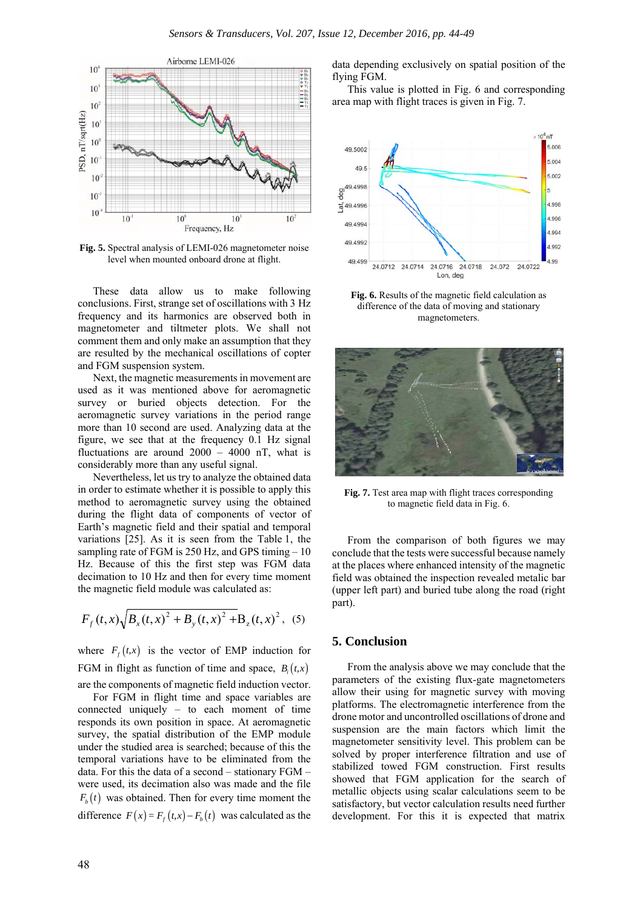Fig. 5. Spectral analysis of LEMI-026 magnetometer noise level when mounted onboard drone at flight.

These data allow us to make following conclusions. First, strange set of oscillations with 3 Hz frequency and its harmonics are observed both in magnetometer and tiltmeter plots. We shall not comment them and only make an assumption that they are resulted by the mechanical oscillations of copter and FGM suspension system.

Next, the magnetic measurements in movement are used as it was mentioned above for aeromagnetic survey or buried objects detection. For the aeromagnetic survey variations in the period range more than 10 second are used. Analyzing data at the figure, we see that at the frequency 0.1 Hz signal fluctuations are around 2000 – 4000 nT, what is considerably more than any useful signal.

Nevertheless, let us try to analyze the obtained data in order to estimate whether it is possible to apply this method to aeromagnetic survey using the obtained during the flight data of components of vector of Earth's magnetic field and their spatial and temporal variations [25]. As it is seen from the Table 1, the sampling rate of FGM is 250 Hz, and GPS timing – 10 Hz. Because of this the first step was FGM data decimation to 10 Hz and then for every time moment the magnetic field module was calculated as:

$$F_f(t,x)\sqrt{B_x(t,x)^2 + B_y(t,x)^2 + B_z(t,x)^2}, \quad (5)$$

where $F_f(t,x)$ is the vector of EMP induction for FGM in flight as function of time and space, $B_i(t,x)$ are the components of magnetic field induction vector.

For FGM in flight time and space variables are connected uniquely – to each moment of time responds its own position in space. At aeromagnetic survey, the spatial distribution of the EMP module under the studied area is searched; because of this the temporal variations have to be eliminated from the data. For this the data of a second – stationary FGM – were used, its decimation also was made and the file $F_b(t)$ was obtained. Then for every time moment the difference $F(x) = F_f(t,x) - F_b(t)$ was calculated as the data depending exclusively on spatial position of the flying FGM.

This value is plotted in Fig. 6 and corresponding area map with flight traces is given in Fig. 7.

Fig. 6. Results of the magnetic field calculation as difference of the data of moving and stationary magnetometers.

Fig. 7. Test area map with flight traces corresponding to magnetic field data in Fig. 6.

From the comparison of both figures we may conclude that the tests were successful because namely at the places where enhanced intensity of the magnetic field was obtained the inspection revealed metalic bar (upper left part) and buried tube along the road (right part).

## 5. Conclusion

From the analysis above we may conclude that the parameters of the existing flux-gate magnetometers allow their using for magnetic survey with moving platforms. The electromagnetic interference from the drone motor and uncontrolled oscillations of drone and suspension are the main factors which limit the magnetometer sensitivity level. This problem can be solved by proper interference filtration and use of stabilized towed FGM construction. First results showed that FGM application for the search of metallic objects using scalar calculations seem to be satisfactory, but vector calculation results need further development. For this it is expected that matrix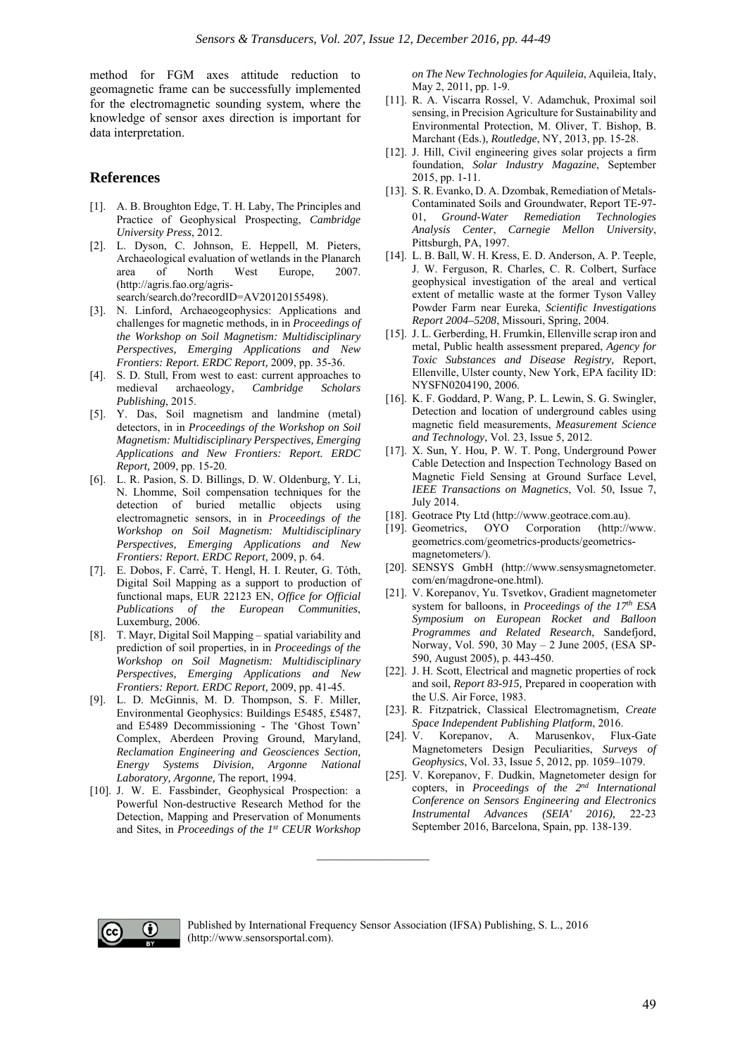method for FGM axes attitude reduction to geomagnetic frame can be successfully implemented for the electromagnetic sounding system, where the knowledge of sensor axes direction is important for data interpretation.

## References

[1]. A. B. Broughton Edge, T. H. Laby, The Principles and Practice of Geophysical Prospecting, *Cambridge University Press*, 2012.

[2]. L. Dyson, C. Johnson, E. Heppell, M. Pieters, Archaeological evaluation of wetlands in the Planarch area of North West Europe, 2007. (http://agris.fao.org/agris-search/search.do?recordID=AV20120155498).

[3]. N. Linford, Archaeogeophysics: Applications and challenges for magnetic methods, in in *Proceedings of the Workshop on Soil Magnetism: Multidisciplinary Perspectives, Emerging Applications and New Frontiers: Report. ERDC Report,* 2009, pp. 35-36.

[4]. S. D. Stull, From west to east: current approaches to medieval archaeology, *Cambridge Scholars Publishing*, 2015.

[5]. Y. Das, Soil magnetism and landmine (metal) detectors, in in *Proceedings of the Workshop on Soil Magnetism: Multidisciplinary Perspectives, Emerging Applications and New Frontiers: Report. ERDC Report,* 2009, pp. 15-20.

[6]. L. R. Pasion, S. D. Billings, D. W. Oldenburg, Y. Li, N. Lhomme, Soil compensation techniques for the detection of buried metallic objects using electromagnetic sensors, in in *Proceedings of the Workshop on Soil Magnetism: Multidisciplinary Perspectives, Emerging Applications and New Frontiers: Report. ERDC Report,* 2009, p. 64.

[7]. E. Dobos, F. Carré, T. Hengl, H. I. Reuter, G. Tóth, Digital Soil Mapping as a support to production of functional maps, EUR 22123 EN, *Office for Official Publications of the European Communities*, Luxemburg, 2006.

[8]. T. Mayr, Digital Soil Mapping – spatial variability and prediction of soil properties, in in *Proceedings of the Workshop on Soil Magnetism: Multidisciplinary Perspectives, Emerging Applications and New Frontiers: Report. ERDC Report,* 2009, pp. 41-45.

[9]. L. D. McGinnis, M. D. Thompson, S. F. Miller, Environmental Geophysics: Buildings E5485, £5487, and E5489 Decommissioning - The 'Ghost Town' Complex, Aberdeen Proving Ground, Maryland, *Reclamation Engineering and Geosciences Section, Energy Systems Division, Argonne National Laboratory, Argonne,* The report, 1994.

[10]. J. W. E. Fassbinder, Geophysical Prospection: a Powerful Non-destructive Research Method for the Detection, Mapping and Preservation of Monuments and Sites, in *Proceedings of the 1st CEUR Workshop on The New Technologies for Aquileia*, Aquileia, Italy, May 2, 2011, pp. 1-9.

[11]. R. A. Viscarra Rossel, V. Adamchuk, Proximal soil sensing, in Precision Agriculture for Sustainability and Environmental Protection, M. Oliver, T. Bishop, B. Marchant (Eds.), *Routledge*, NY, 2013, pp. 15-28.

[12]. J. Hill, Civil engineering gives solar projects a firm foundation, *Solar Industry Magazine*, September 2015, pp. 1-11.

[13]. S. R. Evanko, D. A. Dzombak, Remediation of Metals-Contaminated Soils and Groundwater, Report TE-97-01, *Ground-Water Remediation Technologies Analysis Center*, *Carnegie Mellon University*, Pittsburgh, PA, 1997.

[14]. L. B. Ball, W. H. Kress, E. D. Anderson, A. P. Teeple, J. W. Ferguson, R. Charles, C. R. Colbert, Surface geophysical investigation of the areal and vertical extent of metallic waste at the former Tyson Valley Powder Farm near Eureka, *Scientific Investigations Report 2004–5208*, Missouri, Spring, 2004.

[15]. J. L. Gerberding, H. Frumkin, Ellenville scrap iron and metal, Public health assessment prepared, *Agency for Toxic Substances and Disease Registry,* Report, Ellenville, Ulster county, New York, EPA facility ID: NYSFN0204190, 2006.

[16]. K. F. Goddard, P. Wang, P. L. Lewin, S. G. Swingler, Detection and location of underground cables using magnetic field measurements, *Measurement Science and Technology*, Vol. 23, Issue 5, 2012.

[17]. X. Sun, Y. Hou, P. W. T. Pong, Underground Power Cable Detection and Inspection Technology Based on Magnetic Field Sensing at Ground Surface Level, *IEEE Transactions on Magnetics*, Vol. 50, Issue 7, July 2014.

[18]. Geotrace Pty Ltd (http://www.geotrace.com.au).

[19]. Geometrics, OYO Corporation (http://www.geometrics.com/geometrics-products/geometrics-magnetometers/).

[20]. SENSYS GmbH (http://www.sensysmagnetometer.com/en/magdrone-one.html).

[21]. V. Korepanov, Yu. Tsvetkov, Gradient magnetometer system for balloons, in *Proceedings of the 17th ESA Symposium on European Rocket and Balloon Programmes and Related Research*, Sandefjord, Norway, Vol. 590, 30 May – 2 June 2005, (ESA SP-590, August 2005), p. 443-450.

[22]. J. H. Scott, Electrical and magnetic properties of rock and soil, *Report 83-915,* Prepared in cooperation with the U.S. Air Force, 1983.

[23]. R. Fitzpatrick, Classical Electromagnetism, *Create Space Independent Publishing Platform*, 2016.

[24]. V. Korepanov, A. Marusenkov, Flux-Gate Magnetometers Design Peculiarities, *Surveys of Geophysics*, Vol. 33, Issue 5, 2012, pp. 1059–1079.

[25]. V. Korepanov, F. Dudkin, Magnetometer design for copters, in *Proceedings of the 2nd International Conference on Sensors Engineering and Electronics Instrumental Advances (SEIA' 2016),* 22-23 September 2016, Barcelona, Spain, pp. 138-139.

---

Published by International Frequency Sensor Association (IFSA) Publishing, S. L., 2016 (http://www.sensorsportal.com).